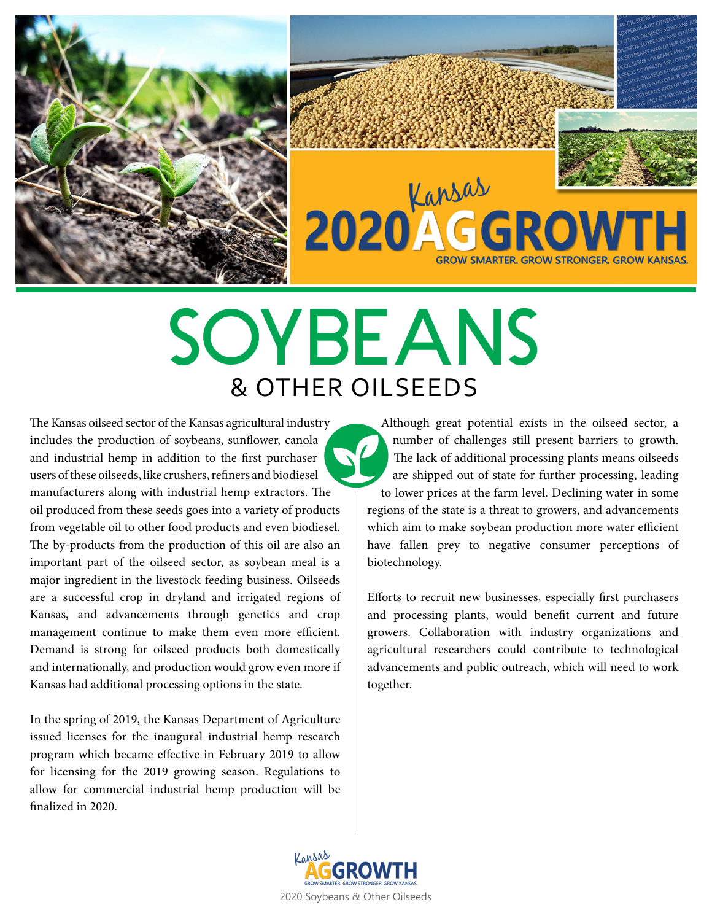# Kansas 2020 AG GROWTH

GROW SMARTER. GROW STRONGER. GROW KANSAS.

# SOYBEANS

## & OTHER OILSEEDS

The Kansas oilseed sector of the Kansas agricultural industry includes the production of soybeans, sunflower, canola and industrial hemp in addition to the first purchaser users of these oilseeds, like crushers, refiners and biodiesel manufacturers along with industrial hemp extractors. The oil produced from these seeds goes into a variety of products from vegetable oil to other food products and even biodiesel. The by-products from the production of this oil are also an important part of the oilseed sector, as soybean meal is a major ingredient in the livestock feeding business. Oilseeds are a successful crop in dryland and irrigated regions of Kansas, and advancements through genetics and crop management continue to make them even more efficient. Demand is strong for oilseed products both domestically and internationally, and production would grow even more if Kansas had additional processing options in the state.

In the spring of 2019, the Kansas Department of Agriculture issued licenses for the inaugural industrial hemp research program which became effective in February 2019 to allow for licensing for the 2019 growing season. Regulations to allow for commercial industrial hemp production will be finalized in 2020.

Although great potential exists in the oilseed sector, a number of challenges still present barriers to growth. The lack of additional processing plants means oilseeds are shipped out of state for further processing, leading to lower prices at the farm level. Declining water in some regions of the state is a threat to growers, and advancements which aim to make soybean production more water efficient have fallen prey to negative consumer perceptions of biotechnology.

Efforts to recruit new businesses, especially first purchasers and processing plants, would benefit current and future growers. Collaboration with industry organizations and agricultural researchers could contribute to technological advancements and public outreach, which will need to work together.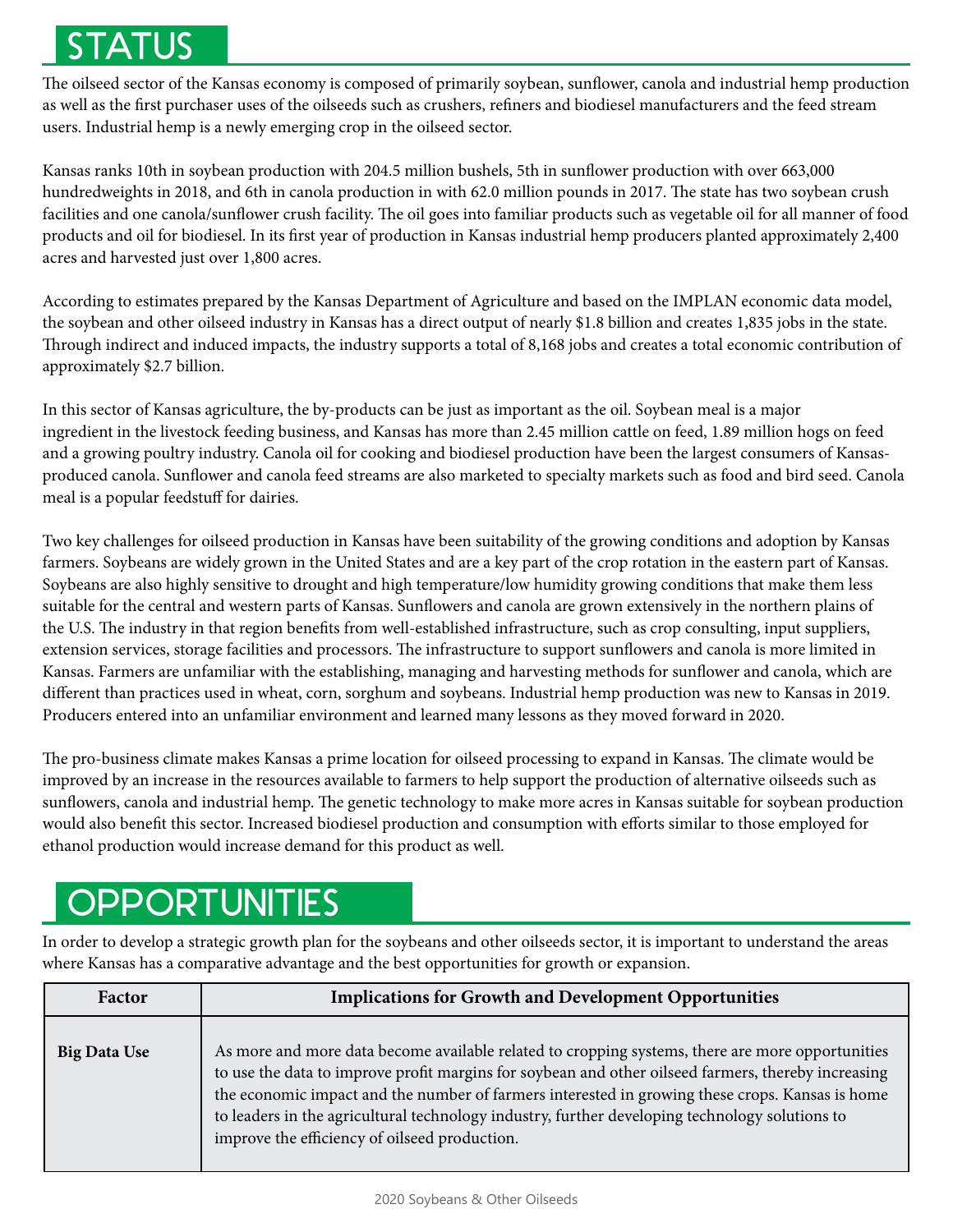# STATUS

The oilseed sector of the Kansas economy is composed of primarily soybean, sunflower, canola and industrial hemp production as well as the first purchaser uses of the oilseeds such as crushers, refiners and biodiesel manufacturers and the feed stream users. Industrial hemp is a newly emerging crop in the oilseed sector.

Kansas ranks 10th in soybean production with 204.5 million bushels, 5th in sunflower production with over 663,000 hundredweights in 2018, and 6th in canola production in with 62.0 million pounds in 2017. The state has two soybean crush facilities and one canola/sunflower crush facility. The oil goes into familiar products such as vegetable oil for all manner of food products and oil for biodiesel. In its first year of production in Kansas industrial hemp producers planted approximately 2,400 acres and harvested just over 1,800 acres.

According to estimates prepared by the Kansas Department of Agriculture and based on the IMPLAN economic data model, the soybean and other oilseed industry in Kansas has a direct output of nearly $1.8 billion and creates 1,835 jobs in the state. Through indirect and induced impacts, the industry supports a total of 8,168 jobs and creates a total economic contribution of approximately $2.7 billion.

In this sector of Kansas agriculture, the by-products can be just as important as the oil. Soybean meal is a major ingredient in the livestock feeding business, and Kansas has more than 2.45 million cattle on feed, 1.89 million hogs on feed and a growing poultry industry. Canola oil for cooking and biodiesel production have been the largest consumers of Kansas-produced canola. Sunflower and canola feed streams are also marketed to specialty markets such as food and bird seed. Canola meal is a popular feedstuff for dairies.

Two key challenges for oilseed production in Kansas have been suitability of the growing conditions and adoption by Kansas farmers. Soybeans are widely grown in the United States and are a key part of the crop rotation in the eastern part of Kansas. Soybeans are also highly sensitive to drought and high temperature/low humidity growing conditions that make them less suitable for the central and western parts of Kansas. Sunflowers and canola are grown extensively in the northern plains of the U.S. The industry in that region benefits from well-established infrastructure, such as crop consulting, input suppliers, extension services, storage facilities and processors. The infrastructure to support sunflowers and canola is more limited in Kansas. Farmers are unfamiliar with the establishing, managing and harvesting methods for sunflower and canola, which are different than practices used in wheat, corn, sorghum and soybeans. Industrial hemp production was new to Kansas in 2019. Producers entered into an unfamiliar environment and learned many lessons as they moved forward in 2020.

The pro-business climate makes Kansas a prime location for oilseed processing to expand in Kansas. The climate would be improved by an increase in the resources available to farmers to help support the production of alternative oilseeds such as sunflowers, canola and industrial hemp. The genetic technology to make more acres in Kansas suitable for soybean production would also benefit this sector. Increased biodiesel production and consumption with efforts similar to those employed for ethanol production would increase demand for this product as well.

# OPPORTUNITIES

In order to develop a strategic growth plan for the soybeans and other oilseeds sector, it is important to understand the areas where Kansas has a comparative advantage and the best opportunities for growth or expansion.

| Factor | Implications for Growth and Development Opportunities |
|---|---|
| **Big Data Use** | As more and more data become available related to cropping systems, there are more opportunities to use the data to improve profit margins for soybean and other oilseed farmers, thereby increasing the economic impact and the number of farmers interested in growing these crops. Kansas is home to leaders in the agricultural technology industry, further developing technology solutions to improve the efficiency of oilseed production. |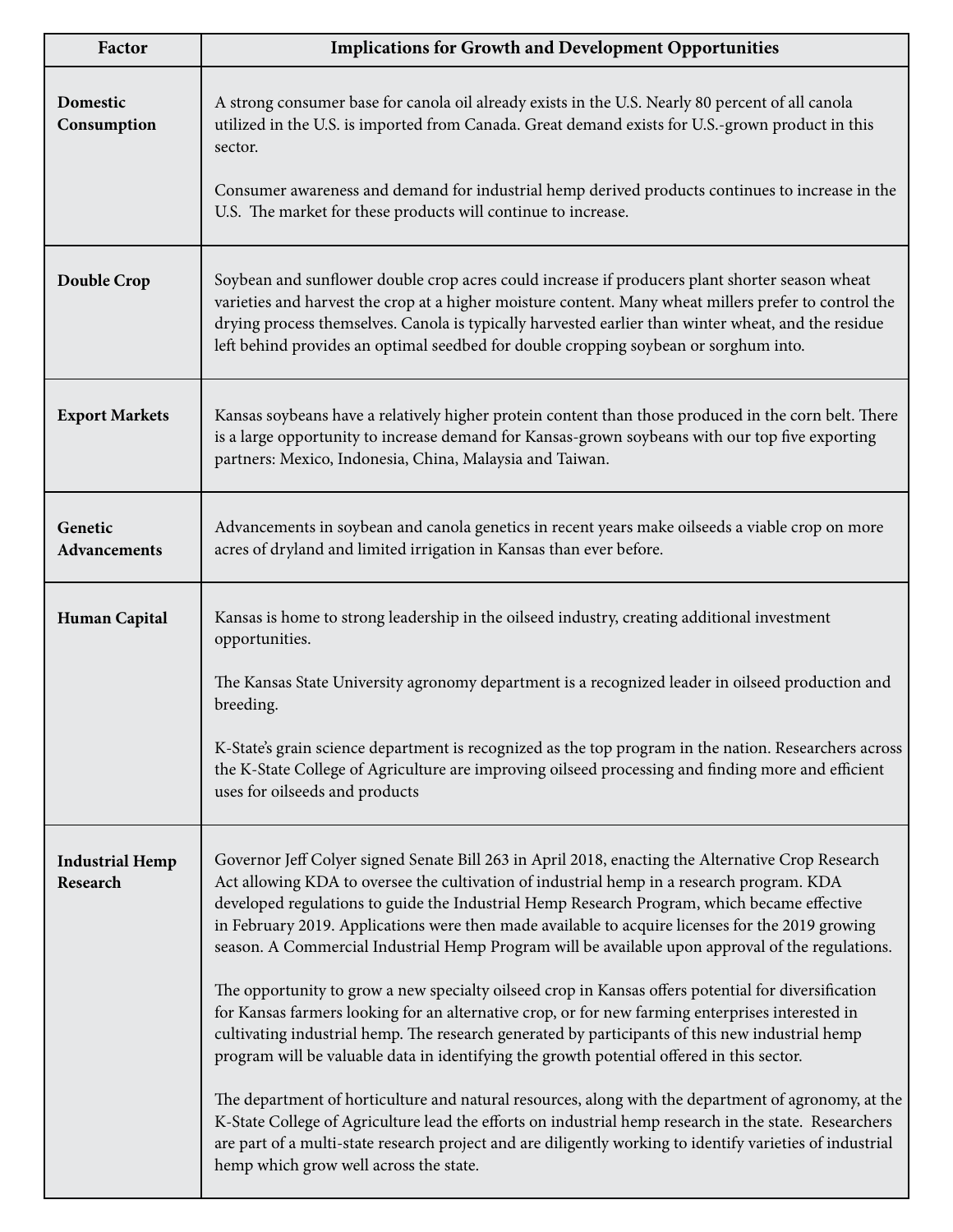| Factor | Implications for Growth and Development Opportunities |
| --- | --- |
| **Domestic Consumption** | A strong consumer base for canola oil already exists in the U.S. Nearly 80 percent of all canola utilized in the U.S. is imported from Canada. Great demand exists for U.S.-grown product in this sector.<br><br>Consumer awareness and demand for industrial hemp derived products continues to increase in the U.S. The market for these products will continue to increase. |
| **Double Crop** | Soybean and sunflower double crop acres could increase if producers plant shorter season wheat varieties and harvest the crop at a higher moisture content. Many wheat millers prefer to control the drying process themselves. Canola is typically harvested earlier than winter wheat, and the residue left behind provides an optimal seedbed for double cropping soybean or sorghum into. |
| **Export Markets** | Kansas soybeans have a relatively higher protein content than those produced in the corn belt. There is a large opportunity to increase demand for Kansas-grown soybeans with our top five exporting partners: Mexico, Indonesia, China, Malaysia and Taiwan. |
| **Genetic Advancements** | Advancements in soybean and canola genetics in recent years make oilseeds a viable crop on more acres of dryland and limited irrigation in Kansas than ever before. |
| **Human Capital** | Kansas is home to strong leadership in the oilseed industry, creating additional investment opportunities.<br><br>The Kansas State University agronomy department is a recognized leader in oilseed production and breeding.<br><br>K-State's grain science department is recognized as the top program in the nation. Researchers across the K-State College of Agriculture are improving oilseed processing and finding more and efficient uses for oilseeds and products |
| **Industrial Hemp Research** | Governor Jeff Colyer signed Senate Bill 263 in April 2018, enacting the Alternative Crop Research Act allowing KDA to oversee the cultivation of industrial hemp in a research program. KDA developed regulations to guide the Industrial Hemp Research Program, which became effective in February 2019. Applications were then made available to acquire licenses for the 2019 growing season. A Commercial Industrial Hemp Program will be available upon approval of the regulations.<br><br>The opportunity to grow a new specialty oilseed crop in Kansas offers potential for diversification for Kansas farmers looking for an alternative crop, or for new farming enterprises interested in cultivating industrial hemp. The research generated by participants of this new industrial hemp program will be valuable data in identifying the growth potential offered in this sector.<br><br>The department of horticulture and natural resources, along with the department of agronomy, at the K-State College of Agriculture lead the efforts on industrial hemp research in the state. Researchers are part of a multi-state research project and are diligently working to identify varieties of industrial hemp which grow well across the state. |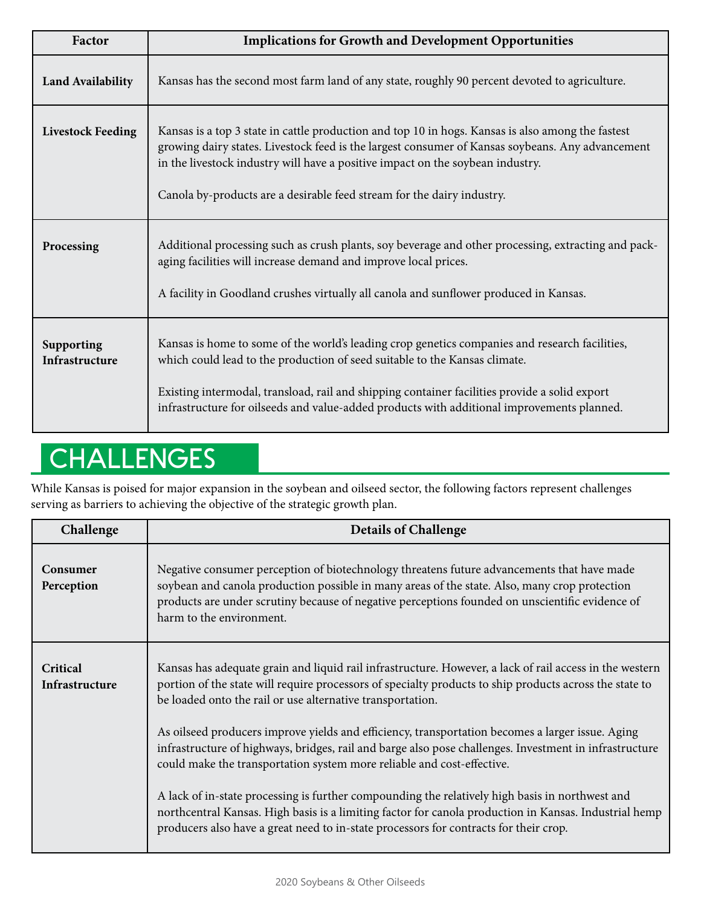| Factor | Implications for Growth and Development Opportunities |
|---|---|
| **Land Availability** | Kansas has the second most farm land of any state, roughly 90 percent devoted to agriculture. |
| **Livestock Feeding** | Kansas is a top 3 state in cattle production and top 10 in hogs. Kansas is also among the fastest growing dairy states. Livestock feed is the largest consumer of Kansas soybeans. Any advancement in the livestock industry will have a positive impact on the soybean industry.<br><br>Canola by-products are a desirable feed stream for the dairy industry. |
| **Processing** | Additional processing such as crush plants, soy beverage and other processing, extracting and packaging facilities will increase demand and improve local prices.<br><br>A facility in Goodland crushes virtually all canola and sunflower produced in Kansas. |
| **Supporting Infrastructure** | Kansas is home to some of the world's leading crop genetics companies and research facilities, which could lead to the production of seed suitable to the Kansas climate.<br><br>Existing intermodal, transload, rail and shipping container facilities provide a solid export infrastructure for oilseeds and value-added products with additional improvements planned. |

# CHALLENGES

While Kansas is poised for major expansion in the soybean and oilseed sector, the following factors represent challenges serving as barriers to achieving the objective of the strategic growth plan.

| Challenge | Details of Challenge |
|---|---|
| **Consumer Perception** | Negative consumer perception of biotechnology threatens future advancements that have made soybean and canola production possible in many areas of the state. Also, many crop protection products are under scrutiny because of negative perceptions founded on unscientific evidence of harm to the environment. |
| **Critical Infrastructure** | Kansas has adequate grain and liquid rail infrastructure. However, a lack of rail access in the western portion of the state will require processors of specialty products to ship products across the state to be loaded onto the rail or use alternative transportation.<br><br>As oilseed producers improve yields and efficiency, transportation becomes a larger issue. Aging infrastructure of highways, bridges, rail and barge also pose challenges. Investment in infrastructure could make the transportation system more reliable and cost-effective.<br><br>A lack of in-state processing is further compounding the relatively high basis in northwest and northcentral Kansas. High basis is a limiting factor for canola production in Kansas. Industrial hemp producers also have a great need to in-state processors for contracts for their crop. |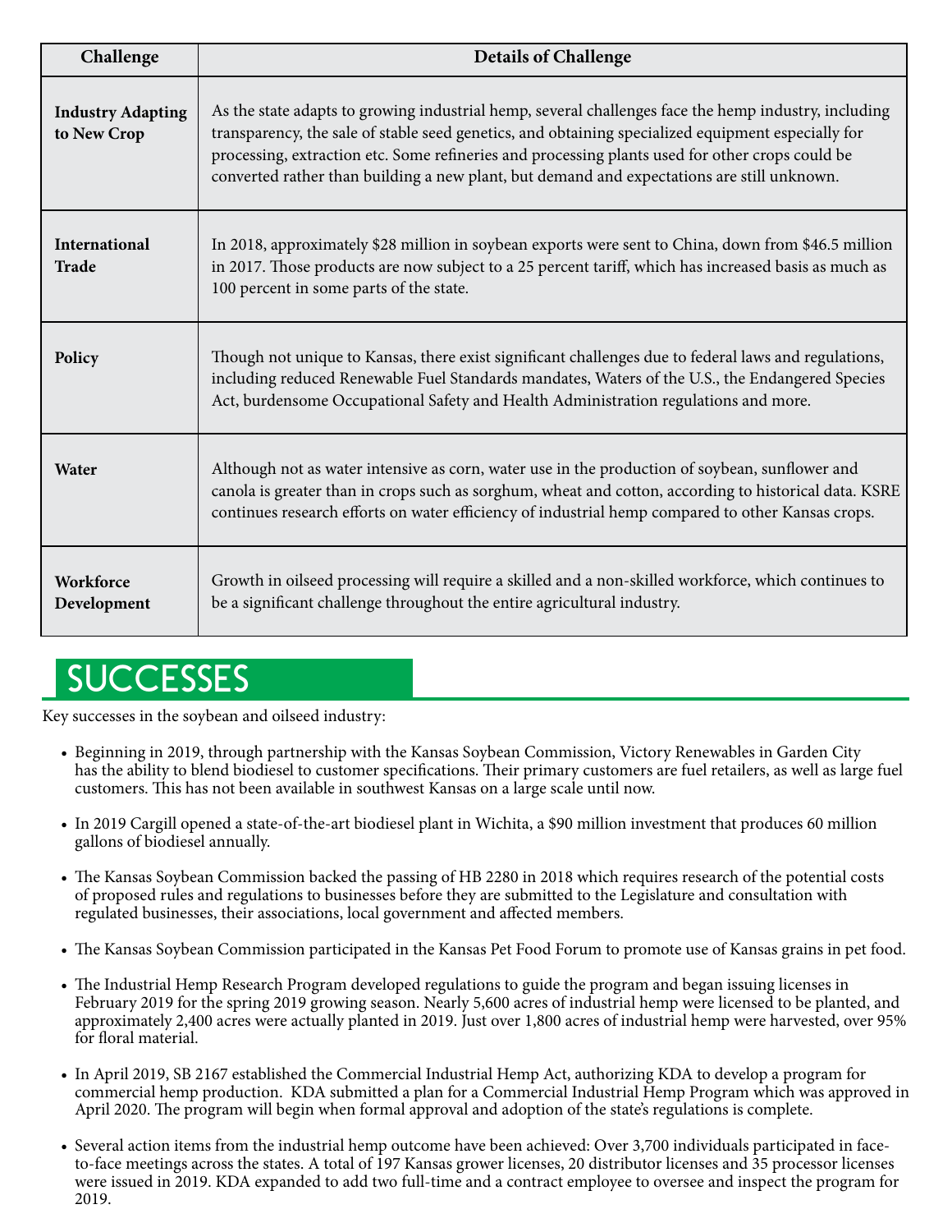| Challenge | Details of Challenge |
| --- | --- |
| **Industry Adapting to New Crop** | As the state adapts to growing industrial hemp, several challenges face the hemp industry, including transparency, the sale of stable seed genetics, and obtaining specialized equipment especially for processing, extraction etc. Some refineries and processing plants used for other crops could be converted rather than building a new plant, but demand and expectations are still unknown. |
| **International Trade** | In 2018, approximately $28 million in soybean exports were sent to China, down from $46.5 million in 2017. Those products are now subject to a 25 percent tariff, which has increased basis as much as 100 percent in some parts of the state. |
| **Policy** | Though not unique to Kansas, there exist significant challenges due to federal laws and regulations, including reduced Renewable Fuel Standards mandates, Waters of the U.S., the Endangered Species Act, burdensome Occupational Safety and Health Administration regulations and more. |
| **Water** | Although not as water intensive as corn, water use in the production of soybean, sunflower and canola is greater than in crops such as sorghum, wheat and cotton, according to historical data. KSRE continues research efforts on water efficiency of industrial hemp compared to other Kansas crops. |
| **Workforce Development** | Growth in oilseed processing will require a skilled and a non-skilled workforce, which continues to be a significant challenge throughout the entire agricultural industry. |

## SUCCESSES

Key successes in the soybean and oilseed industry:

- Beginning in 2019, through partnership with the Kansas Soybean Commission, Victory Renewables in Garden City has the ability to blend biodiesel to customer specifications. Their primary customers are fuel retailers, as well as large fuel customers. This has not been available in southwest Kansas on a large scale until now.
- In 2019 Cargill opened a state-of-the-art biodiesel plant in Wichita, a $90 million investment that produces 60 million gallons of biodiesel annually.
- The Kansas Soybean Commission backed the passing of HB 2280 in 2018 which requires research of the potential costs of proposed rules and regulations to businesses before they are submitted to the Legislature and consultation with regulated businesses, their associations, local government and affected members.
- The Kansas Soybean Commission participated in the Kansas Pet Food Forum to promote use of Kansas grains in pet food.
- The Industrial Hemp Research Program developed regulations to guide the program and began issuing licenses in February 2019 for the spring 2019 growing season. Nearly 5,600 acres of industrial hemp were licensed to be planted, and approximately 2,400 acres were actually planted in 2019. Just over 1,800 acres of industrial hemp were harvested, over 95% for floral material.
- In April 2019, SB 2167 established the Commercial Industrial Hemp Act, authorizing KDA to develop a program for commercial hemp production. KDA submitted a plan for a Commercial Industrial Hemp Program which was approved in April 2020. The program will begin when formal approval and adoption of the state's regulations is complete.
- Several action items from the industrial hemp outcome have been achieved: Over 3,700 individuals participated in face-to-face meetings across the states. A total of 197 Kansas grower licenses, 20 distributor licenses and 35 processor licenses were issued in 2019. KDA expanded to add two full-time and a contract employee to oversee and inspect the program for 2019.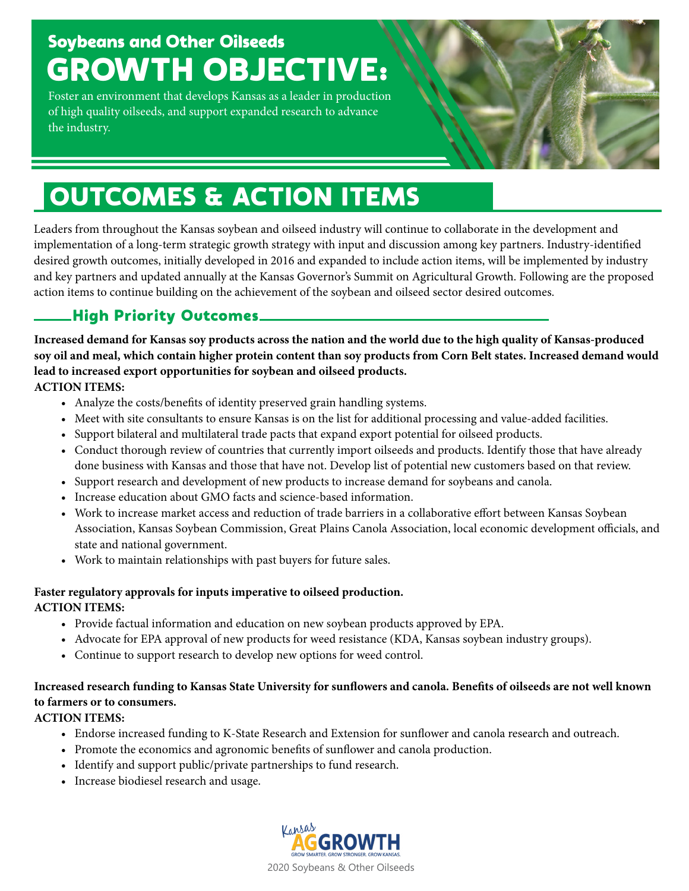## Soybeans and Other Oilseeds

# GROWTH OBJECTIVE:

Foster an environment that develops Kansas as a leader in production of high quality oilseeds, and support expanded research to advance the industry.

# OUTCOMES & ACTION ITEMS

Leaders from throughout the Kansas soybean and oilseed industry will continue to collaborate in the development and implementation of a long-term strategic growth strategy with input and discussion among key partners. Industry-identified desired growth outcomes, initially developed in 2016 and expanded to include action items, will be implemented by industry and key partners and updated annually at the Kansas Governor's Summit on Agricultural Growth. Following are the proposed action items to continue building on the achievement of the soybean and oilseed sector desired outcomes.

## High Priority Outcomes

**Increased demand for Kansas soy products across the nation and the world due to the high quality of Kansas-produced soy oil and meal, which contain higher protein content than soy products from Corn Belt states. Increased demand would lead to increased export opportunities for soybean and oilseed products.**

**ACTION ITEMS:**

- Analyze the costs/benefits of identity preserved grain handling systems.
- Meet with site consultants to ensure Kansas is on the list for additional processing and value-added facilities.
- Support bilateral and multilateral trade pacts that expand export potential for oilseed products.
- Conduct thorough review of countries that currently import oilseeds and products. Identify those that have already done business with Kansas and those that have not. Develop list of potential new customers based on that review.
- Support research and development of new products to increase demand for soybeans and canola.
- Increase education about GMO facts and science-based information.
- Work to increase market access and reduction of trade barriers in a collaborative effort between Kansas Soybean Association, Kansas Soybean Commission, Great Plains Canola Association, local economic development officials, and state and national government.
- Work to maintain relationships with past buyers for future sales.

**Faster regulatory approvals for inputs imperative to oilseed production.**

**ACTION ITEMS:**

- Provide factual information and education on new soybean products approved by EPA.
- Advocate for EPA approval of new products for weed resistance (KDA, Kansas soybean industry groups).
- Continue to support research to develop new options for weed control.

**Increased research funding to Kansas State University for sunflowers and canola. Benefits of oilseeds are not well known to farmers or to consumers.**

**ACTION ITEMS:**

- Endorse increased funding to K-State Research and Extension for sunflower and canola research and outreach.
- Promote the economics and agronomic benefits of sunflower and canola production.
- Identify and support public/private partnerships to fund research.
- Increase biodiesel research and usage.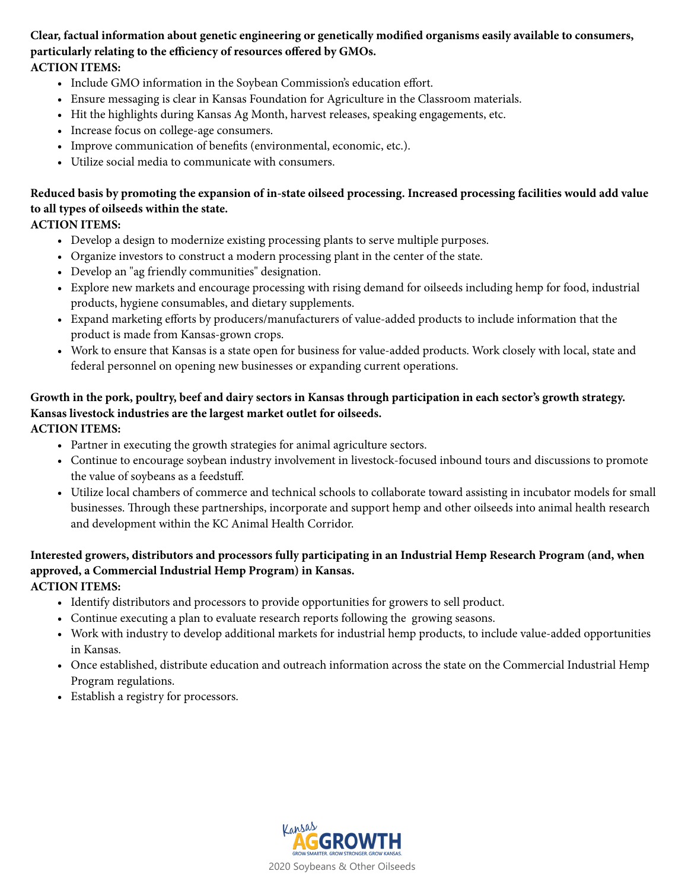**Clear, factual information about genetic engineering or genetically modified organisms easily available to consumers, particularly relating to the efficiency of resources offered by GMOs.**
**ACTION ITEMS:**

- Include GMO information in the Soybean Commission's education effort.
- Ensure messaging is clear in Kansas Foundation for Agriculture in the Classroom materials.
- Hit the highlights during Kansas Ag Month, harvest releases, speaking engagements, etc.
- Increase focus on college-age consumers.
- Improve communication of benefits (environmental, economic, etc.).
- Utilize social media to communicate with consumers.

**Reduced basis by promoting the expansion of in-state oilseed processing. Increased processing facilities would add value to all types of oilseeds within the state.**
**ACTION ITEMS:**

- Develop a design to modernize existing processing plants to serve multiple purposes.
- Organize investors to construct a modern processing plant in the center of the state.
- Develop an "ag friendly communities" designation.
- Explore new markets and encourage processing with rising demand for oilseeds including hemp for food, industrial products, hygiene consumables, and dietary supplements.
- Expand marketing efforts by producers/manufacturers of value-added products to include information that the product is made from Kansas-grown crops.
- Work to ensure that Kansas is a state open for business for value-added products. Work closely with local, state and federal personnel on opening new businesses or expanding current operations.

**Growth in the pork, poultry, beef and dairy sectors in Kansas through participation in each sector's growth strategy. Kansas livestock industries are the largest market outlet for oilseeds.**
**ACTION ITEMS:**

- Partner in executing the growth strategies for animal agriculture sectors.
- Continue to encourage soybean industry involvement in livestock-focused inbound tours and discussions to promote the value of soybeans as a feedstuff.
- Utilize local chambers of commerce and technical schools to collaborate toward assisting in incubator models for small businesses. Through these partnerships, incorporate and support hemp and other oilseeds into animal health research and development within the KC Animal Health Corridor.

**Interested growers, distributors and processors fully participating in an Industrial Hemp Research Program (and, when approved, a Commercial Industrial Hemp Program) in Kansas.**
**ACTION ITEMS:**

- Identify distributors and processors to provide opportunities for growers to sell product.
- Continue executing a plan to evaluate research reports following the growing seasons.
- Work with industry to develop additional markets for industrial hemp products, to include value-added opportunities in Kansas.
- Once established, distribute education and outreach information across the state on the Commercial Industrial Hemp Program regulations.
- Establish a registry for processors.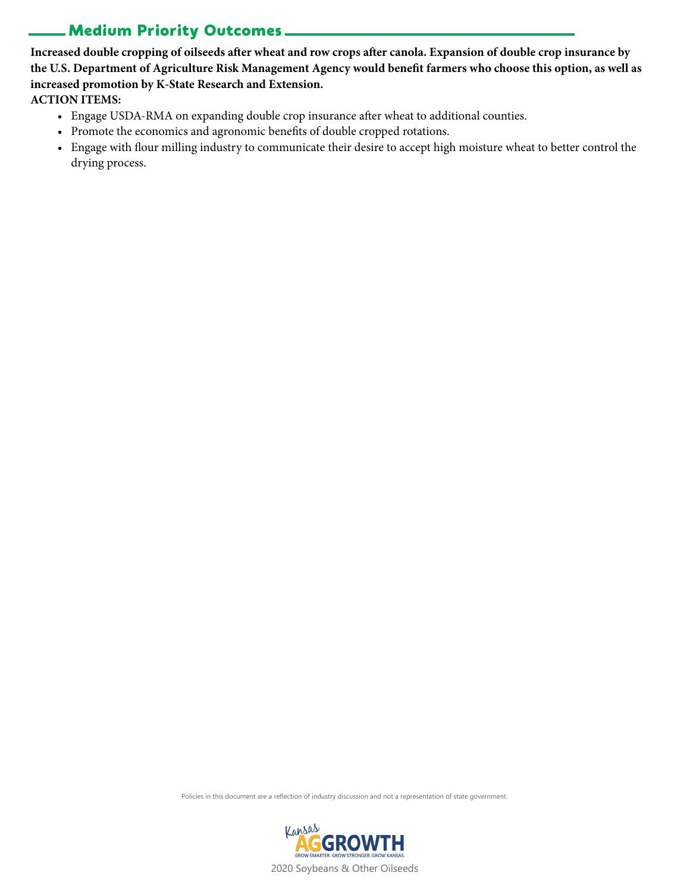## Medium Priority Outcomes

**Increased double cropping of oilseeds after wheat and row crops after canola. Expansion of double crop insurance by the U.S. Department of Agriculture Risk Management Agency would benefit farmers who choose this option, as well as increased promotion by K-State Research and Extension.**

**ACTION ITEMS:**

- Engage USDA-RMA on expanding double crop insurance after wheat to additional counties.
- Promote the economics and agronomic benefits of double cropped rotations.
- Engage with flour milling industry to communicate their desire to accept high moisture wheat to better control the drying process.

Policies in this document are a reflection of industry discussion and not a representation of state government.

2020 Soybeans & Other Oilseeds